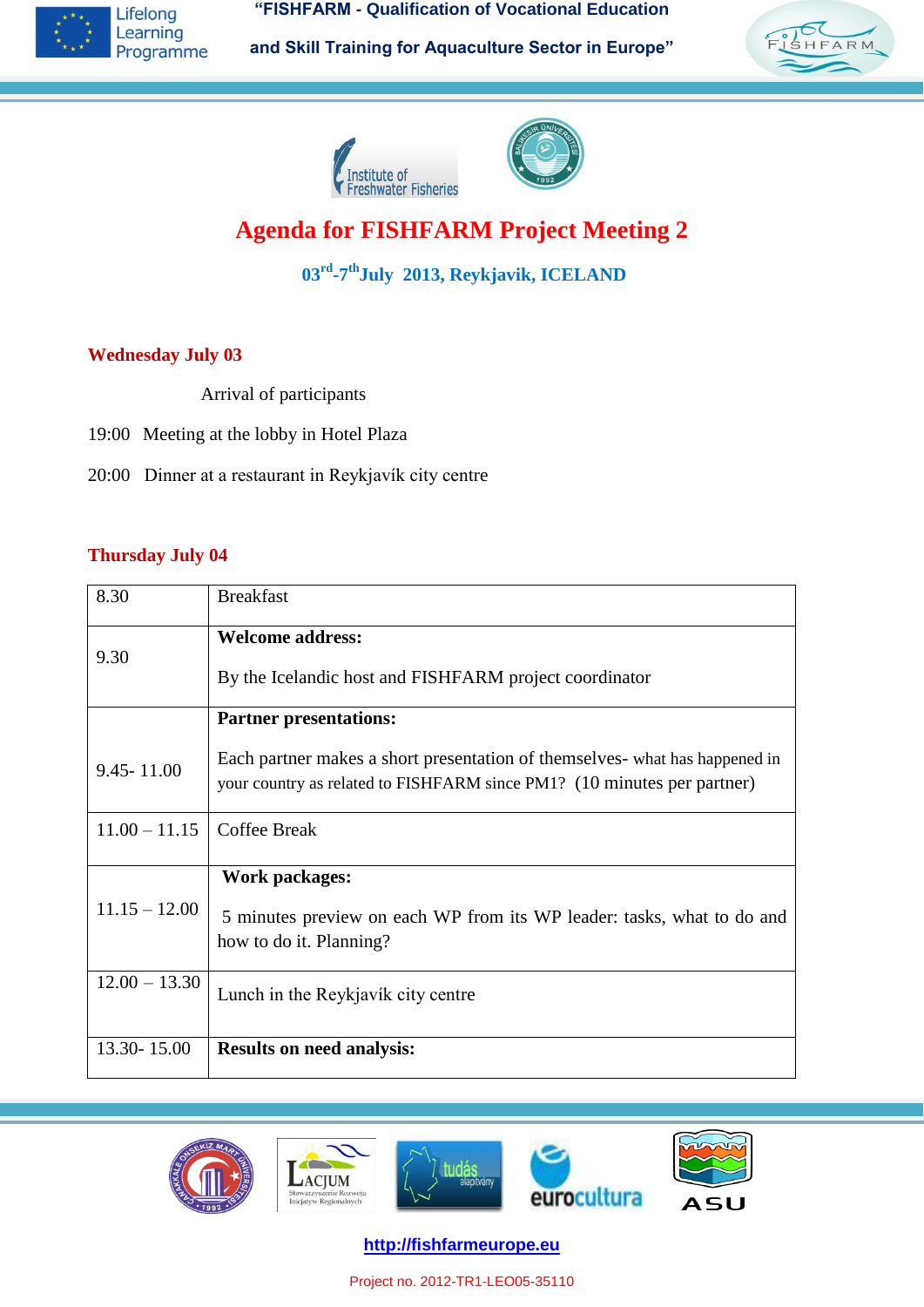# Agenda for FISHFARM Project Meeting 2

**03rd-7th July 2013, Reykjavik, ICELAND**

## Wednesday July 03

Arrival of participants

19:00 Meeting at the lobby in Hotel Plaza

20:00 Dinner at a restaurant in Reykjavík city centre

## Thursday July 04

| | |
|---|---|
| 8.30 | Breakfast |
| 9.30 | **Welcome address:**<br><br>By the Icelandic host and FISHFARM project coordinator |
| 9.45- 11.00 | **Partner presentations:**<br><br>Each partner makes a short presentation of themselves- what has happened in your country as related to FISHFARM since PM1? (10 minutes per partner) |
| 11.00 – 11.15 | Coffee Break |
| 11.15 – 12.00 | **Work packages:**<br><br>5 minutes preview on each WP from its WP leader: tasks, what to do and how to do it. Planning? |
| 12.00 – 13.30 | Lunch in the Reykjavík city centre |
| 13.30- 15.00 | **Results on need analysis:** |

http://fishfarmeurope.eu

Project no. 2012-TR1-LEO05-35110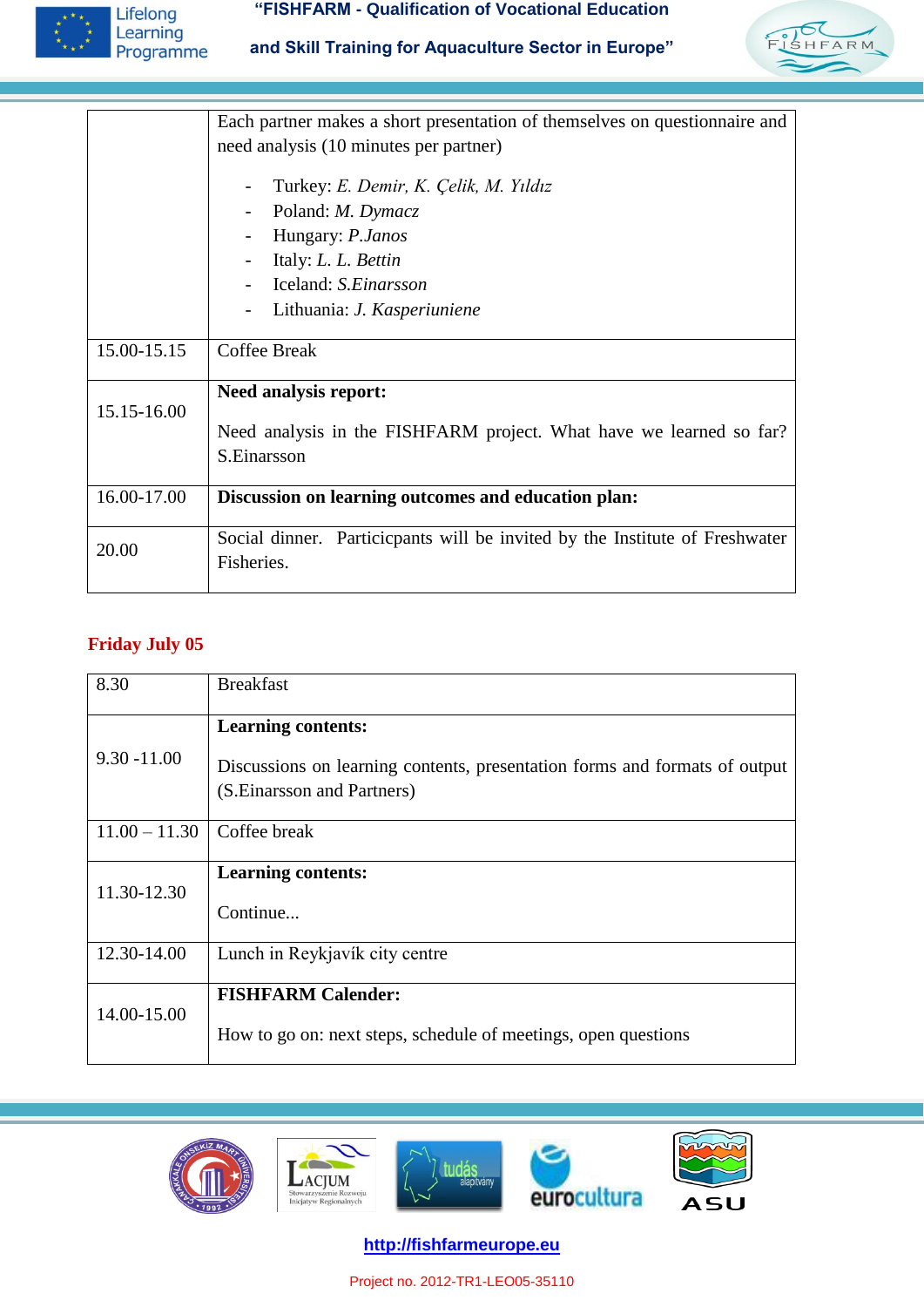| | |
|---|---|
| | Each partner makes a short presentation of themselves on questionnaire and need analysis (10 minutes per partner)<br>- Turkey: *E. Demir, K. Çelik, M. Yıldız*<br>- Poland: *M. Dymacz*<br>- Hungary: *P.Janos*<br>- Italy: *L. L. Bettin*<br>- Iceland: *S.Einarsson*<br>- Lithuania: *J. Kasperiuniene* |
| 15.00-15.15 | Coffee Break |
| 15.15-16.00 | **Need analysis report:**<br>Need analysis in the FISHFARM project. What have we learned so far? S.Einarsson |
| 16.00-17.00 | **Discussion on learning outcomes and education plan:** |
| 20.00 | Social dinner. Particicpants will be invited by the Institute of Freshwater Fisheries. |

**Friday July 05**

| | |
|---|---|
| 8.30 | Breakfast |
| 9.30 -11.00 | **Learning contents:**<br>Discussions on learning contents, presentation forms and formats of output (S.Einarsson and Partners) |
| 11.00 – 11.30 | Coffee break |
| 11.30-12.30 | **Learning contents:**<br>Continue... |
| 12.30-14.00 | Lunch in Reykjavík city centre |
| 14.00-15.00 | **FISHFARM Calender:**<br>How to go on: next steps, schedule of meetings, open questions |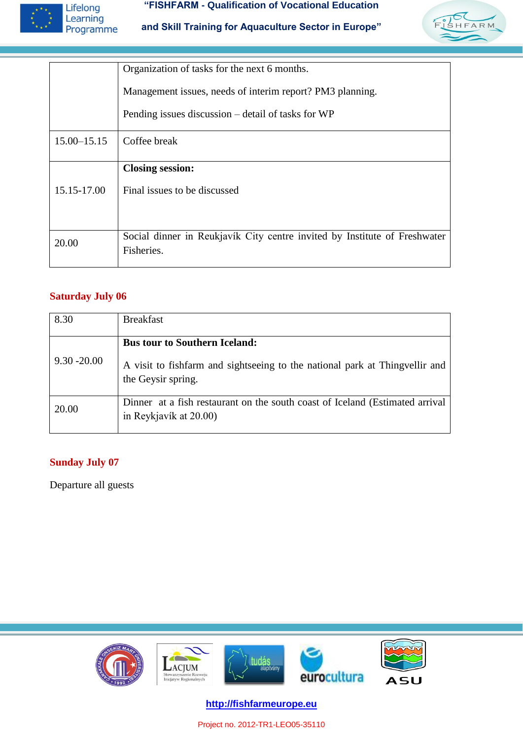|  | Organization of tasks for the next 6 months.<br><br>Management issues, needs of interim report? PM3 planning.<br><br>Pending issues discussion – detail of tasks for WP |
| --- | --- |
| 15.00–15.15 | Coffee break |
| 15.15-17.00 | **Closing session:**<br><br>Final issues to be discussed |
| 20.00 | Social dinner in Reukjavík City centre invited by Institute of Freshwater Fisheries. |

**Saturday July 06**

| 8.30 | Breakfast |
| --- | --- |
| 9.30 -20.00 | **Bus tour to Southern Iceland:**<br><br>A visit to fishfarm and sightseeing to the national park at Thingvellir and the Geysir spring. |
| 20.00 | Dinner at a fish restaurant on the south coast of Iceland (Estimated arrival in Reykjavík at 20.00) |

**Sunday July 07**

Departure all guests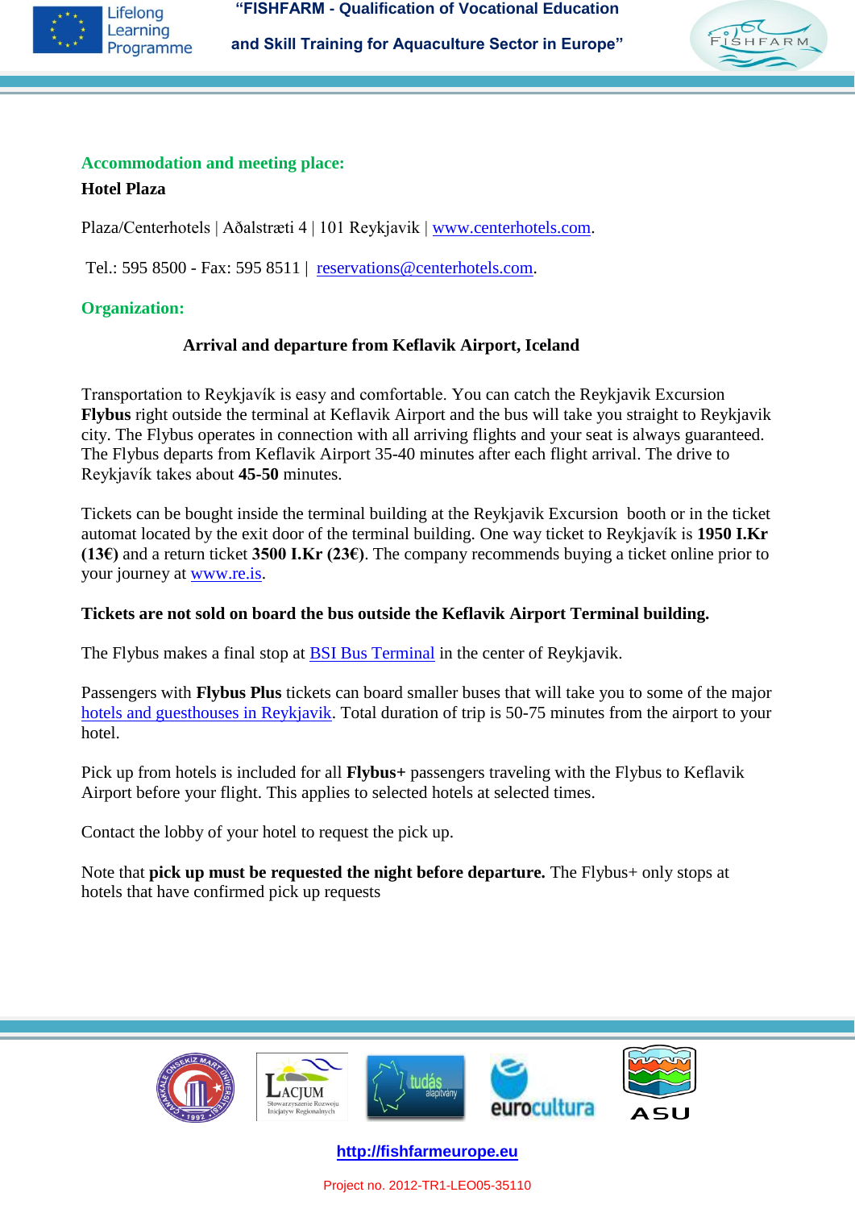**Accommodation and meeting place:**

**Hotel Plaza**

Plaza/Centerhotels | Aðalstræti 4 | 101 Reykjavik | www.centerhotels.com.

Tel.: 595 8500 - Fax: 595 8511 | reservations@centerhotels.com.

**Organization:**

**Arrival and departure from Keflavik Airport, Iceland**

Transportation to Reykjavík is easy and comfortable. You can catch the Reykjavik Excursion **Flybus** right outside the terminal at Keflavik Airport and the bus will take you straight to Reykjavik city. The Flybus operates in connection with all arriving flights and your seat is always guaranteed. The Flybus departs from Keflavik Airport 35-40 minutes after each flight arrival. The drive to Reykjavík takes about **45-50** minutes.

Tickets can be bought inside the terminal building at the Reykjavik Excursion booth or in the ticket automat located by the exit door of the terminal building. One way ticket to Reykjavík is **1950 I.Kr (13€)** and a return ticket **3500 I.Kr (23€)**. The company recommends buying a ticket online prior to your journey at www.re.is.

**Tickets are not sold on board the bus outside the Keflavik Airport Terminal building.**

The Flybus makes a final stop at BSI Bus Terminal in the center of Reykjavik.

Passengers with **Flybus Plus** tickets can board smaller buses that will take you to some of the major hotels and guesthouses in Reykjavik. Total duration of trip is 50-75 minutes from the airport to your hotel.

Pick up from hotels is included for all **Flybus+** passengers traveling with the Flybus to Keflavik Airport before your flight. This applies to selected hotels at selected times.

Contact the lobby of your hotel to request the pick up.

Note that **pick up must be requested the night before departure.** The Flybus+ only stops at hotels that have confirmed pick up requests